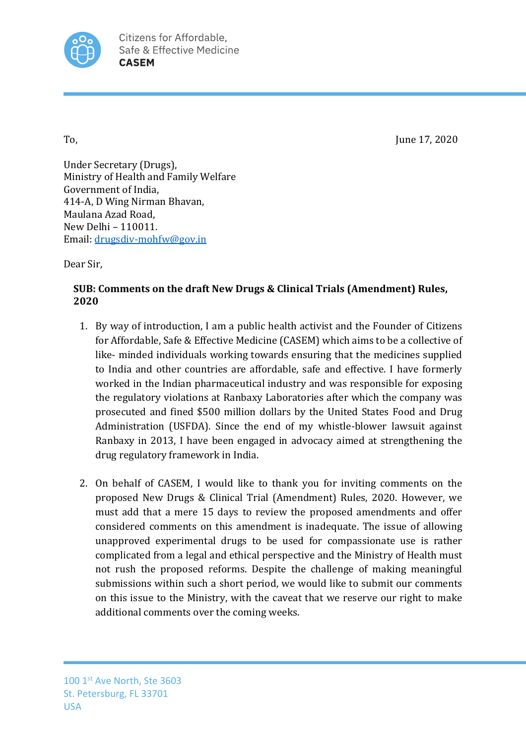Citizens for Affordable,
Safe & Effective Medicine
**CASEM**

To,

June 17, 2020

Under Secretary (Drugs),
Ministry of Health and Family Welfare
Government of India,
414-A, D Wing Nirman Bhavan,
Maulana Azad Road,
New Delhi – 110011.
Email: drugsdiv-mohfw@gov.in

Dear Sir,

**SUB: Comments on the draft New Drugs & Clinical Trials (Amendment) Rules, 2020**

1. By way of introduction, I am a public health activist and the Founder of Citizens for Affordable, Safe & Effective Medicine (CASEM) which aims to be a collective of like- minded individuals working towards ensuring that the medicines supplied to India and other countries are affordable, safe and effective. I have formerly worked in the Indian pharmaceutical industry and was responsible for exposing the regulatory violations at Ranbaxy Laboratories after which the company was prosecuted and fined $500 million dollars by the United States Food and Drug Administration (USFDA). Since the end of my whistle-blower lawsuit against Ranbaxy in 2013, I have been engaged in advocacy aimed at strengthening the drug regulatory framework in India.

2. On behalf of CASEM, I would like to thank you for inviting comments on the proposed New Drugs & Clinical Trial (Amendment) Rules, 2020. However, we must add that a mere 15 days to review the proposed amendments and offer considered comments on this amendment is inadequate. The issue of allowing unapproved experimental drugs to be used for compassionate use is rather complicated from a legal and ethical perspective and the Ministry of Health must not rush the proposed reforms. Despite the challenge of making meaningful submissions within such a short period, we would like to submit our comments on this issue to the Ministry, with the caveat that we reserve our right to make additional comments over the coming weeks.

100 1st Ave North, Ste 3603
St. Petersburg, FL 33701
USA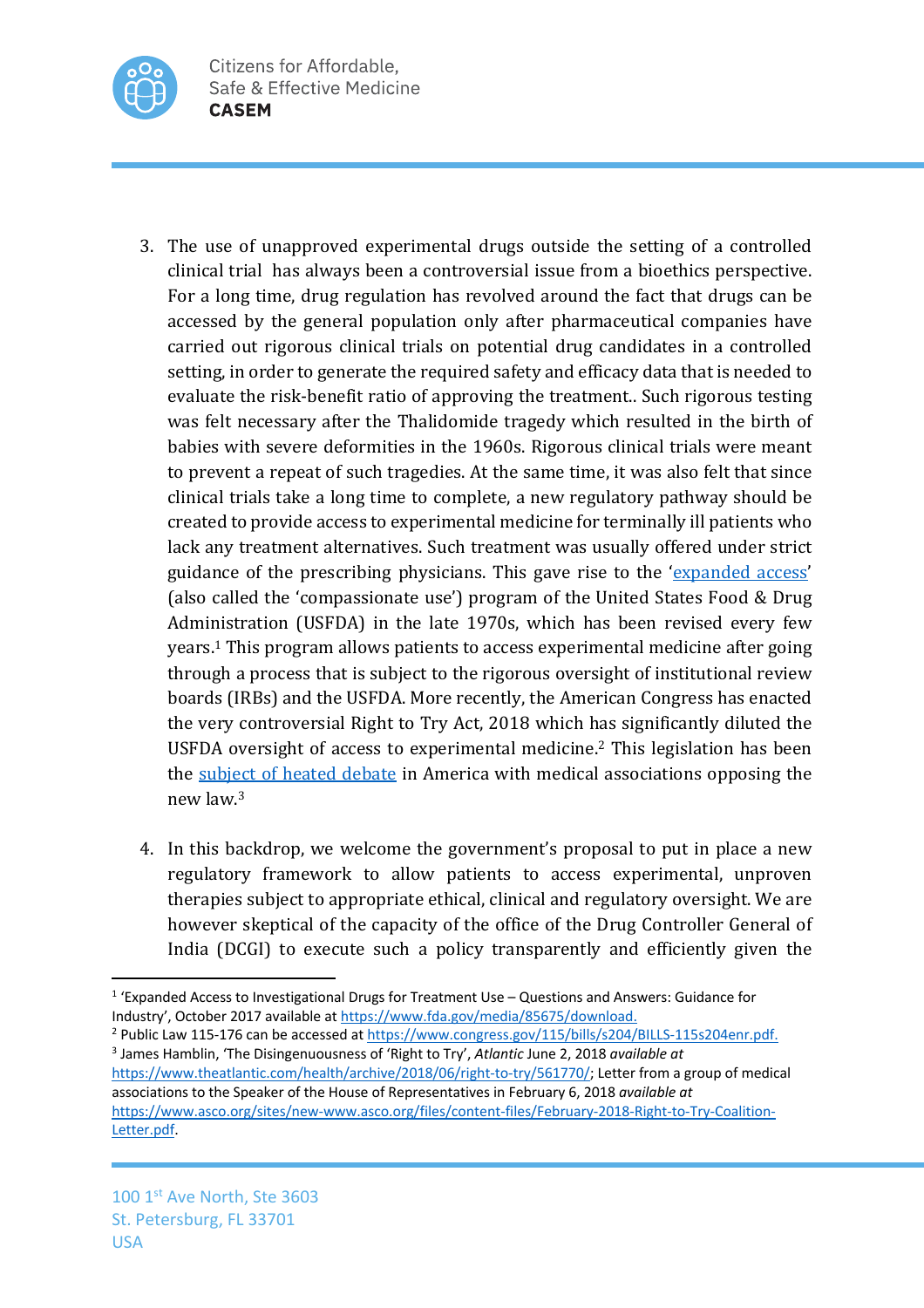3. The use of unapproved experimental drugs outside the setting of a controlled clinical trial has always been a controversial issue from a bioethics perspective. For a long time, drug regulation has revolved around the fact that drugs can be accessed by the general population only after pharmaceutical companies have carried out rigorous clinical trials on potential drug candidates in a controlled setting, in order to generate the required safety and efficacy data that is needed to evaluate the risk-benefit ratio of approving the treatment.. Such rigorous testing was felt necessary after the Thalidomide tragedy which resulted in the birth of babies with severe deformities in the 1960s. Rigorous clinical trials were meant to prevent a repeat of such tragedies. At the same time, it was also felt that since clinical trials take a long time to complete, a new regulatory pathway should be created to provide access to experimental medicine for terminally ill patients who lack any treatment alternatives. Such treatment was usually offered under strict guidance of the prescribing physicians. This gave rise to the '[expanded access]()' (also called the 'compassionate use') program of the United States Food & Drug Administration (USFDA) in the late 1970s, which has been revised every few years.[1] This program allows patients to access experimental medicine after going through a process that is subject to the rigorous oversight of institutional review boards (IRBs) and the USFDA. More recently, the American Congress has enacted the very controversial Right to Try Act, 2018 which has significantly diluted the USFDA oversight of access to experimental medicine.[2] This legislation has been the [subject of heated debate]() in America with medical associations opposing the new law.[3]

4. In this backdrop, we welcome the government's proposal to put in place a new regulatory framework to allow patients to access experimental, unproven therapies subject to appropriate ethical, clinical and regulatory oversight. We are however skeptical of the capacity of the office of the Drug Controller General of India (DCGI) to execute such a policy transparently and efficiently given the

---

[1] 'Expanded Access to Investigational Drugs for Treatment Use – Questions and Answers: Guidance for Industry', October 2017 available at https://www.fda.gov/media/85675/download.

[2] Public Law 115-176 can be accessed at https://www.congress.gov/115/bills/s204/BILLS-115s204enr.pdf.

[3] James Hamblin, 'The Disingenuousness of 'Right to Try', *Atlantic* June 2, 2018 *available at* https://www.theatlantic.com/health/archive/2018/06/right-to-try/561770/; Letter from a group of medical associations to the Speaker of the House of Representatives in February 6, 2018 *available at* https://www.asco.org/sites/new-www.asco.org/files/content-files/February-2018-Right-to-Try-Coalition-Letter.pdf.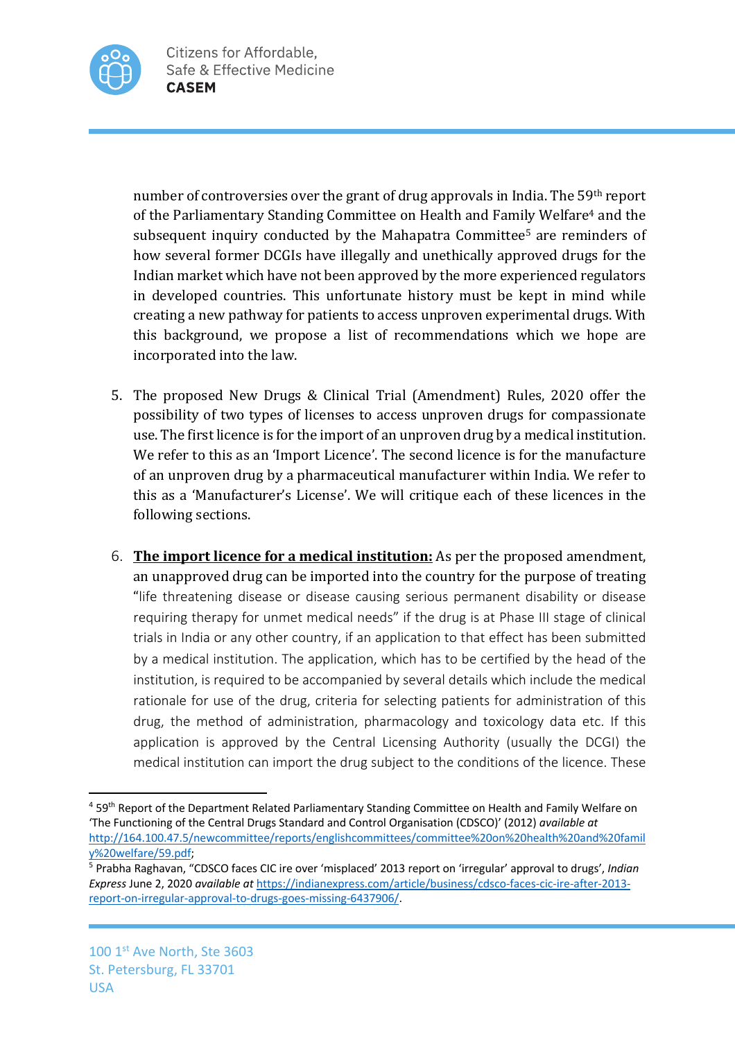number of controversies over the grant of drug approvals in India. The 59th report of the Parliamentary Standing Committee on Health and Family Welfare[4] and the subsequent inquiry conducted by the Mahapatra Committee[5] are reminders of how several former DCGIs have illegally and unethically approved drugs for the Indian market which have not been approved by the more experienced regulators in developed countries. This unfortunate history must be kept in mind while creating a new pathway for patients to access unproven experimental drugs. With this background, we propose a list of recommendations which we hope are incorporated into the law.

5. The proposed New Drugs & Clinical Trial (Amendment) Rules, 2020 offer the possibility of two types of licenses to access unproven drugs for compassionate use. The first licence is for the import of an unproven drug by a medical institution. We refer to this as an 'Import Licence'. The second licence is for the manufacture of an unproven drug by a pharmaceutical manufacturer within India. We refer to this as a 'Manufacturer's License'. We will critique each of these licences in the following sections.

6. **<u>The import licence for a medical institution:</u>** As per the proposed amendment, an unapproved drug can be imported into the country for the purpose of treating "life threatening disease or disease causing serious permanent disability or disease requiring therapy for unmet medical needs" if the drug is at Phase III stage of clinical trials in India or any other country, if an application to that effect has been submitted by a medical institution. The application, which has to be certified by the head of the institution, is required to be accompanied by several details which include the medical rationale for use of the drug, criteria for selecting patients for administration of this drug, the method of administration, pharmacology and toxicology data etc. If this application is approved by the Central Licensing Authority (usually the DCGI) the medical institution can import the drug subject to the conditions of the licence. These

---

[4] 59th Report of the Department Related Parliamentary Standing Committee on Health and Family Welfare on 'The Functioning of the Central Drugs Standard and Control Organisation (CDSCO)' (2012) *available at* http://164.100.47.5/newcommittee/reports/englishcommittees/committee%20on%20health%20and%20family%20welfare/59.pdf;

[5] Prabha Raghavan, "CDSCO faces CIC ire over 'misplaced' 2013 report on 'irregular' approval to drugs', *Indian Express* June 2, 2020 *available at* https://indianexpress.com/article/business/cdsco-faces-cic-ire-after-2013-report-on-irregular-approval-to-drugs-goes-missing-6437906/.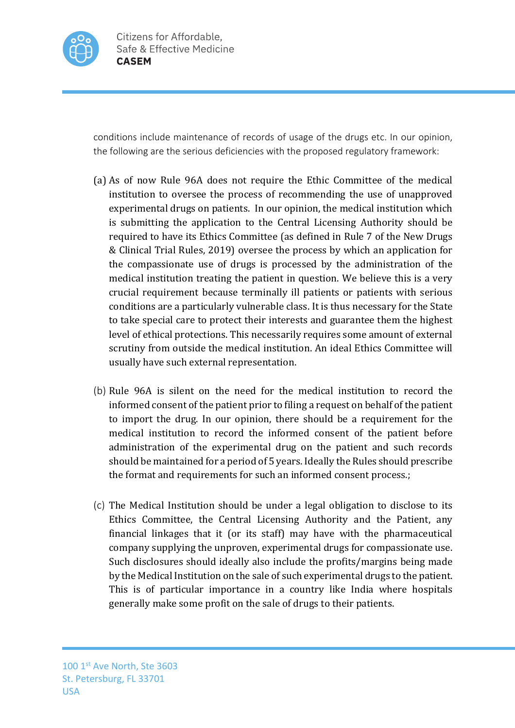conditions include maintenance of records of usage of the drugs etc. In our opinion, the following are the serious deficiencies with the proposed regulatory framework:

(a) As of now Rule 96A does not require the Ethic Committee of the medical institution to oversee the process of recommending the use of unapproved experimental drugs on patients. In our opinion, the medical institution which is submitting the application to the Central Licensing Authority should be required to have its Ethics Committee (as defined in Rule 7 of the New Drugs & Clinical Trial Rules, 2019) oversee the process by which an application for the compassionate use of drugs is processed by the administration of the medical institution treating the patient in question. We believe this is a very crucial requirement because terminally ill patients or patients with serious conditions are a particularly vulnerable class. It is thus necessary for the State to take special care to protect their interests and guarantee them the highest level of ethical protections. This necessarily requires some amount of external scrutiny from outside the medical institution. An ideal Ethics Committee will usually have such external representation.

(b) Rule 96A is silent on the need for the medical institution to record the informed consent of the patient prior to filing a request on behalf of the patient to import the drug. In our opinion, there should be a requirement for the medical institution to record the informed consent of the patient before administration of the experimental drug on the patient and such records should be maintained for a period of 5 years. Ideally the Rules should prescribe the format and requirements for such an informed consent process.;

(c) The Medical Institution should be under a legal obligation to disclose to its Ethics Committee, the Central Licensing Authority and the Patient, any financial linkages that it (or its staff) may have with the pharmaceutical company supplying the unproven, experimental drugs for compassionate use. Such disclosures should ideally also include the profits/margins being made by the Medical Institution on the sale of such experimental drugs to the patient. This is of particular importance in a country like India where hospitals generally make some profit on the sale of drugs to their patients.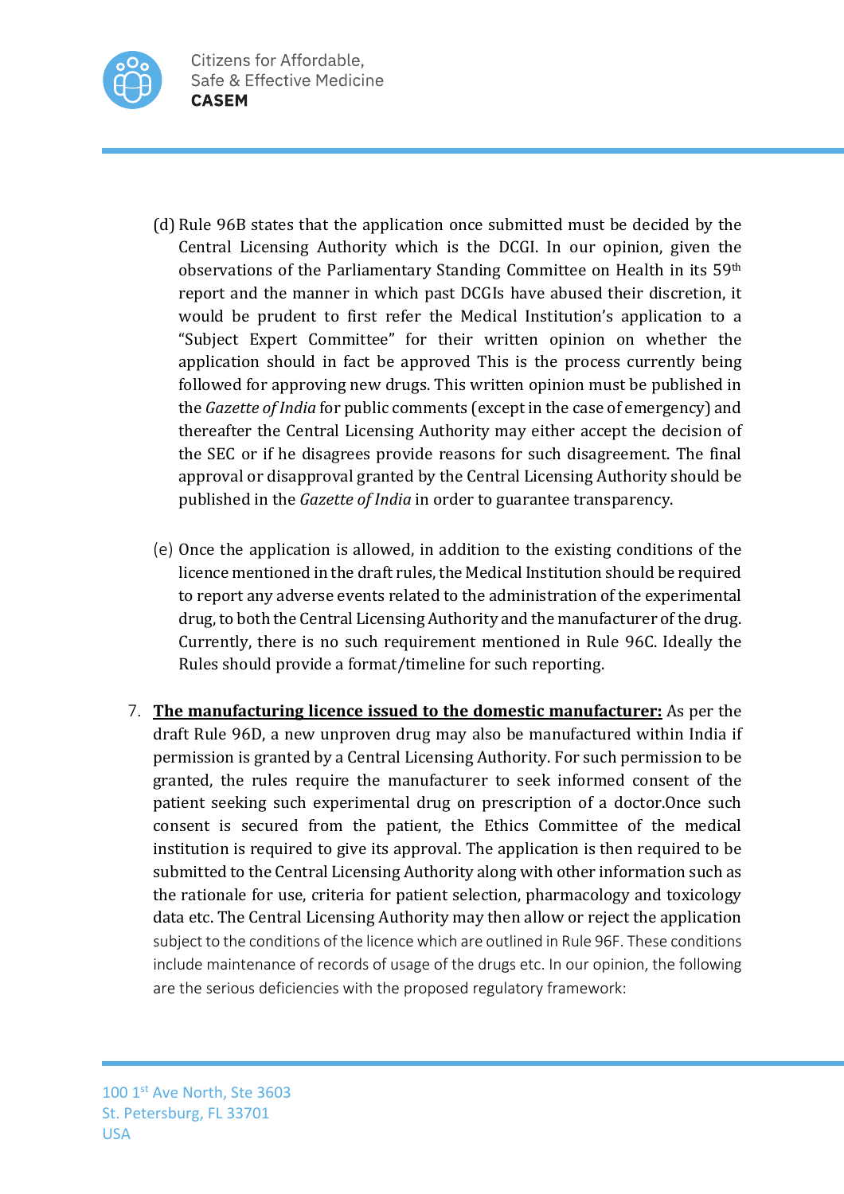(d) Rule 96B states that the application once submitted must be decided by the Central Licensing Authority which is the DCGI. In our opinion, given the observations of the Parliamentary Standing Committee on Health in its 59th report and the manner in which past DCGIs have abused their discretion, it would be prudent to first refer the Medical Institution's application to a "Subject Expert Committee" for their written opinion on whether the application should in fact be approved This is the process currently being followed for approving new drugs. This written opinion must be published in the *Gazette of India* for public comments (except in the case of emergency) and thereafter the Central Licensing Authority may either accept the decision of the SEC or if he disagrees provide reasons for such disagreement. The final approval or disapproval granted by the Central Licensing Authority should be published in the *Gazette of India* in order to guarantee transparency.

(e) Once the application is allowed, in addition to the existing conditions of the licence mentioned in the draft rules, the Medical Institution should be required to report any adverse events related to the administration of the experimental drug, to both the Central Licensing Authority and the manufacturer of the drug. Currently, there is no such requirement mentioned in Rule 96C. Ideally the Rules should provide a format/timeline for such reporting.

7. **<u>The manufacturing licence issued to the domestic manufacturer:</u>** As per the draft Rule 96D, a new unproven drug may also be manufactured within India if permission is granted by a Central Licensing Authority. For such permission to be granted, the rules require the manufacturer to seek informed consent of the patient seeking such experimental drug on prescription of a doctor.Once such consent is secured from the patient, the Ethics Committee of the medical institution is required to give its approval. The application is then required to be submitted to the Central Licensing Authority along with other information such as the rationale for use, criteria for patient selection, pharmacology and toxicology data etc. The Central Licensing Authority may then allow or reject the application subject to the conditions of the licence which are outlined in Rule 96F. These conditions include maintenance of records of usage of the drugs etc. In our opinion, the following are the serious deficiencies with the proposed regulatory framework: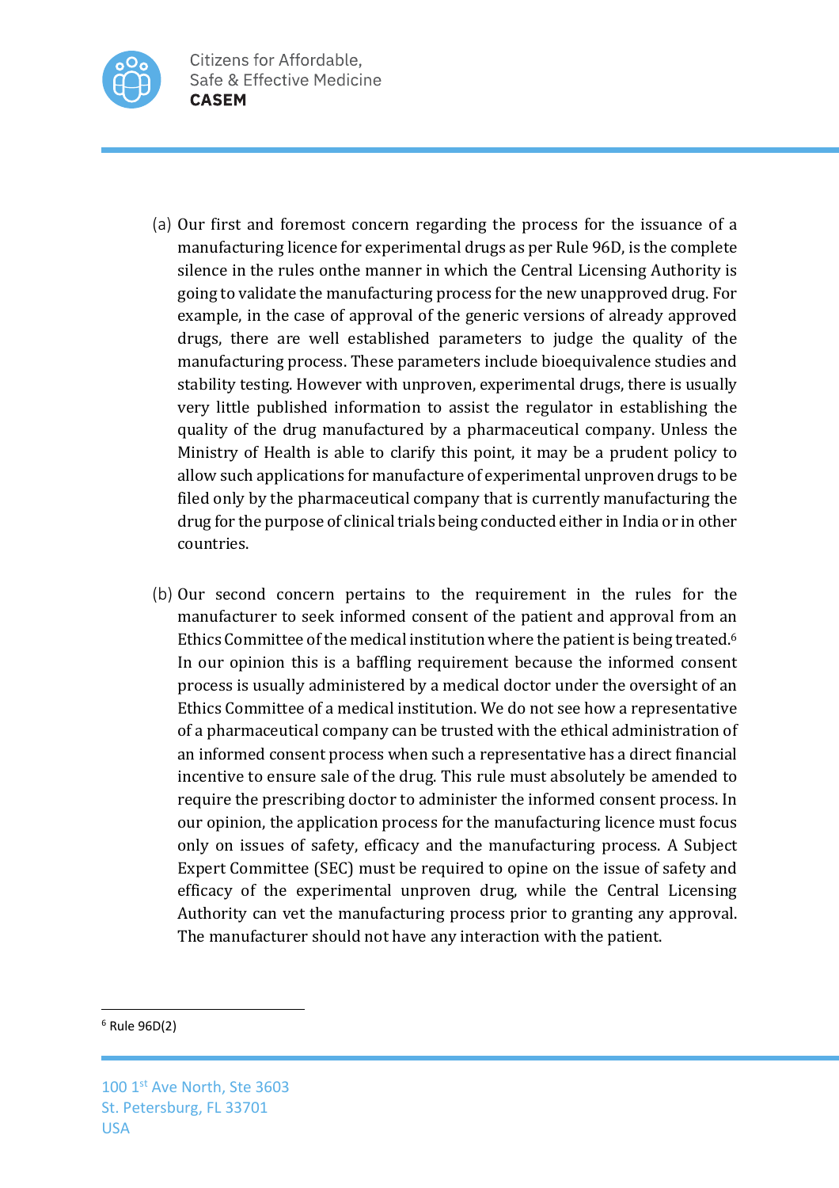(a) Our first and foremost concern regarding the process for the issuance of a manufacturing licence for experimental drugs as per Rule 96D, is the complete silence in the rules onthe manner in which the Central Licensing Authority is going to validate the manufacturing process for the new unapproved drug. For example, in the case of approval of the generic versions of already approved drugs, there are well established parameters to judge the quality of the manufacturing process. These parameters include bioequivalence studies and stability testing. However with unproven, experimental drugs, there is usually very little published information to assist the regulator in establishing the quality of the drug manufactured by a pharmaceutical company. Unless the Ministry of Health is able to clarify this point, it may be a prudent policy to allow such applications for manufacture of experimental unproven drugs to be filed only by the pharmaceutical company that is currently manufacturing the drug for the purpose of clinical trials being conducted either in India or in other countries.

(b) Our second concern pertains to the requirement in the rules for the manufacturer to seek informed consent of the patient and approval from an Ethics Committee of the medical institution where the patient is being treated.[6] In our opinion this is a baffling requirement because the informed consent process is usually administered by a medical doctor under the oversight of an Ethics Committee of a medical institution. We do not see how a representative of a pharmaceutical company can be trusted with the ethical administration of an informed consent process when such a representative has a direct financial incentive to ensure sale of the drug. This rule must absolutely be amended to require the prescribing doctor to administer the informed consent process. In our opinion, the application process for the manufacturing licence must focus only on issues of safety, efficacy and the manufacturing process. A Subject Expert Committee (SEC) must be required to opine on the issue of safety and efficacy of the experimental unproven drug, while the Central Licensing Authority can vet the manufacturing process prior to granting any approval. The manufacturer should not have any interaction with the patient.

[6] Rule 96D(2)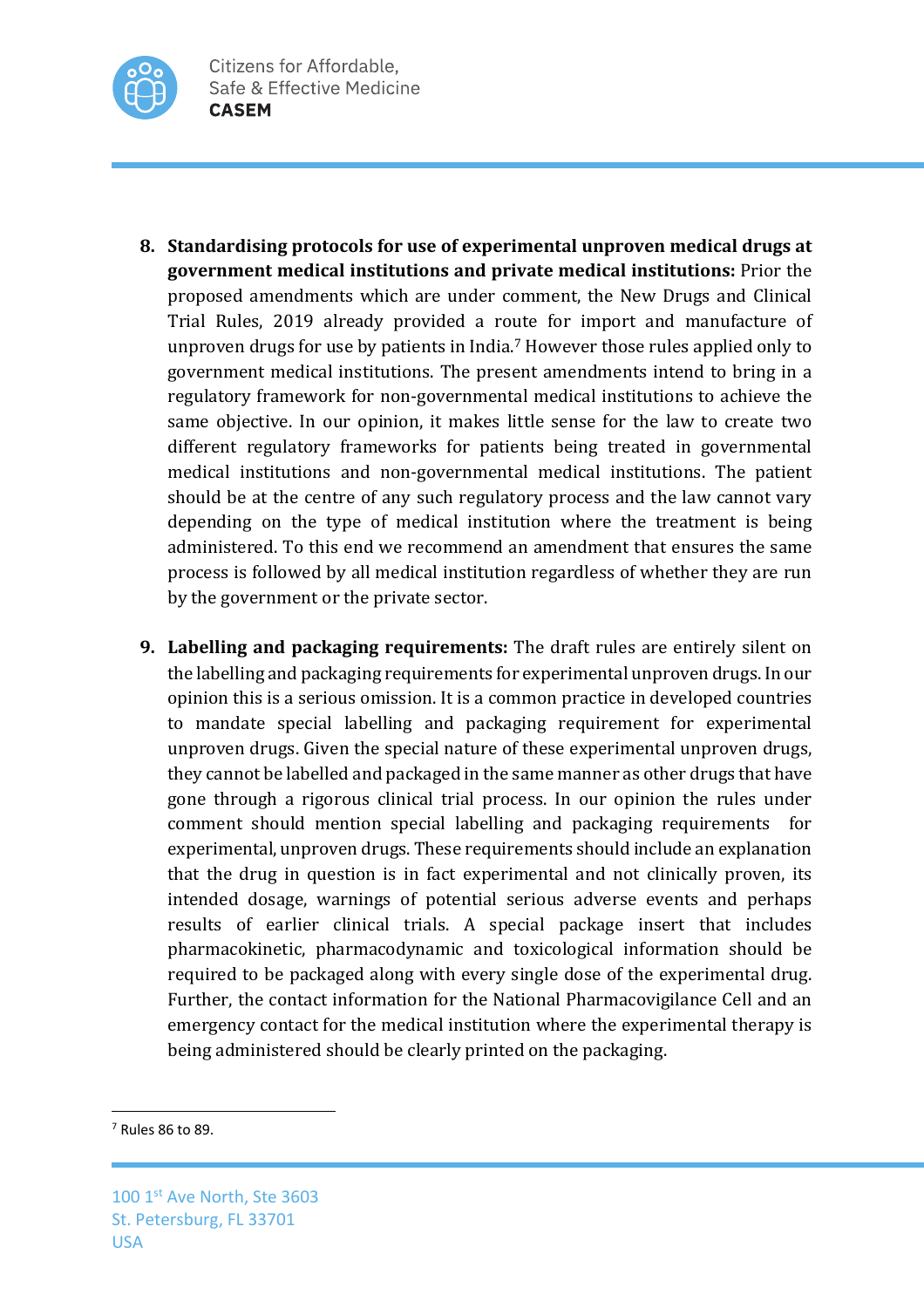8. **Standardising protocols for use of experimental unproven medical drugs at government medical institutions and private medical institutions:** Prior the proposed amendments which are under comment, the New Drugs and Clinical Trial Rules, 2019 already provided a route for import and manufacture of unproven drugs for use by patients in India.[7] However those rules applied only to government medical institutions. The present amendments intend to bring in a regulatory framework for non-governmental medical institutions to achieve the same objective. In our opinion, it makes little sense for the law to create two different regulatory frameworks for patients being treated in governmental medical institutions and non-governmental medical institutions. The patient should be at the centre of any such regulatory process and the law cannot vary depending on the type of medical institution where the treatment is being administered. To this end we recommend an amendment that ensures the same process is followed by all medical institution regardless of whether they are run by the government or the private sector.

9. **Labelling and packaging requirements:** The draft rules are entirely silent on the labelling and packaging requirements for experimental unproven drugs. In our opinion this is a serious omission. It is a common practice in developed countries to mandate special labelling and packaging requirement for experimental unproven drugs. Given the special nature of these experimental unproven drugs, they cannot be labelled and packaged in the same manner as other drugs that have gone through a rigorous clinical trial process. In our opinion the rules under comment should mention special labelling and packaging requirements for experimental, unproven drugs. These requirements should include an explanation that the drug in question is in fact experimental and not clinically proven, its intended dosage, warnings of potential serious adverse events and perhaps results of earlier clinical trials. A special package insert that includes pharmacokinetic, pharmacodynamic and toxicological information should be required to be packaged along with every single dose of the experimental drug. Further, the contact information for the National Pharmacovigilance Cell and an emergency contact for the medical institution where the experimental therapy is being administered should be clearly printed on the packaging.

[7] Rules 86 to 89.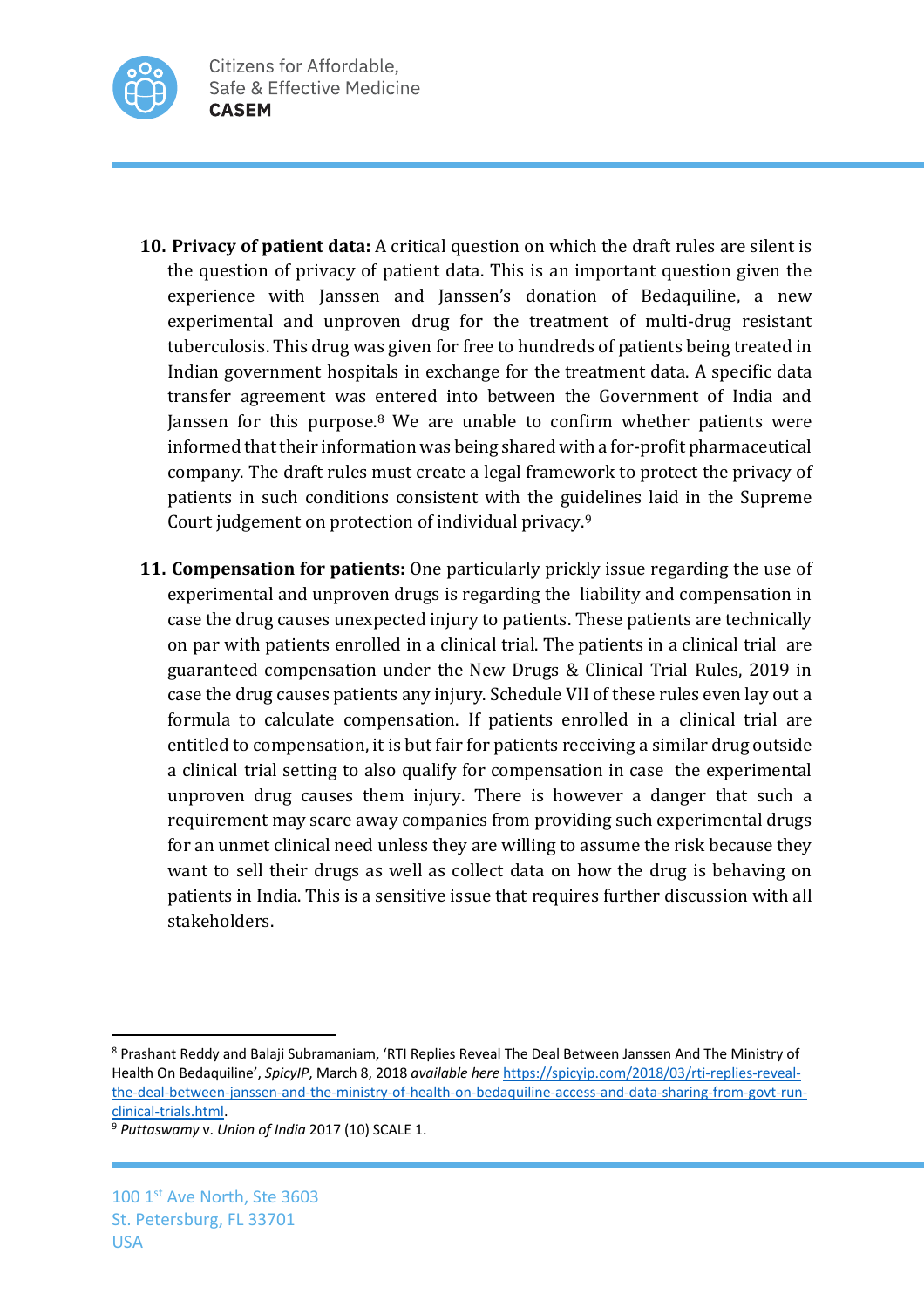10. **Privacy of patient data:** A critical question on which the draft rules are silent is the question of privacy of patient data. This is an important question given the experience with Janssen and Janssen's donation of Bedaquiline, a new experimental and unproven drug for the treatment of multi-drug resistant tuberculosis. This drug was given for free to hundreds of patients being treated in Indian government hospitals in exchange for the treatment data. A specific data transfer agreement was entered into between the Government of India and Janssen for this purpose.[8] We are unable to confirm whether patients were informed that their information was being shared with a for-profit pharmaceutical company. The draft rules must create a legal framework to protect the privacy of patients in such conditions consistent with the guidelines laid in the Supreme Court judgement on protection of individual privacy.[9]

11. **Compensation for patients:** One particularly prickly issue regarding the use of experimental and unproven drugs is regarding the liability and compensation in case the drug causes unexpected injury to patients. These patients are technically on par with patients enrolled in a clinical trial. The patients in a clinical trial are guaranteed compensation under the New Drugs & Clinical Trial Rules, 2019 in case the drug causes patients any injury. Schedule VII of these rules even lay out a formula to calculate compensation. If patients enrolled in a clinical trial are entitled to compensation, it is but fair for patients receiving a similar drug outside a clinical trial setting to also qualify for compensation in case the experimental unproven drug causes them injury. There is however a danger that such a requirement may scare away companies from providing such experimental drugs for an unmet clinical need unless they are willing to assume the risk because they want to sell their drugs as well as collect data on how the drug is behaving on patients in India. This is a sensitive issue that requires further discussion with all stakeholders.

---

[8] Prashant Reddy and Balaji Subramaniam, 'RTI Replies Reveal The Deal Between Janssen And The Ministry of Health On Bedaquiline', *SpicyIP*, March 8, 2018 *available here* https://spicyip.com/2018/03/rti-replies-reveal-the-deal-between-janssen-and-the-ministry-of-health-on-bedaquiline-access-and-data-sharing-from-govt-run-clinical-trials.html.

[9] *Puttaswamy* v. *Union of India* 2017 (10) SCALE 1.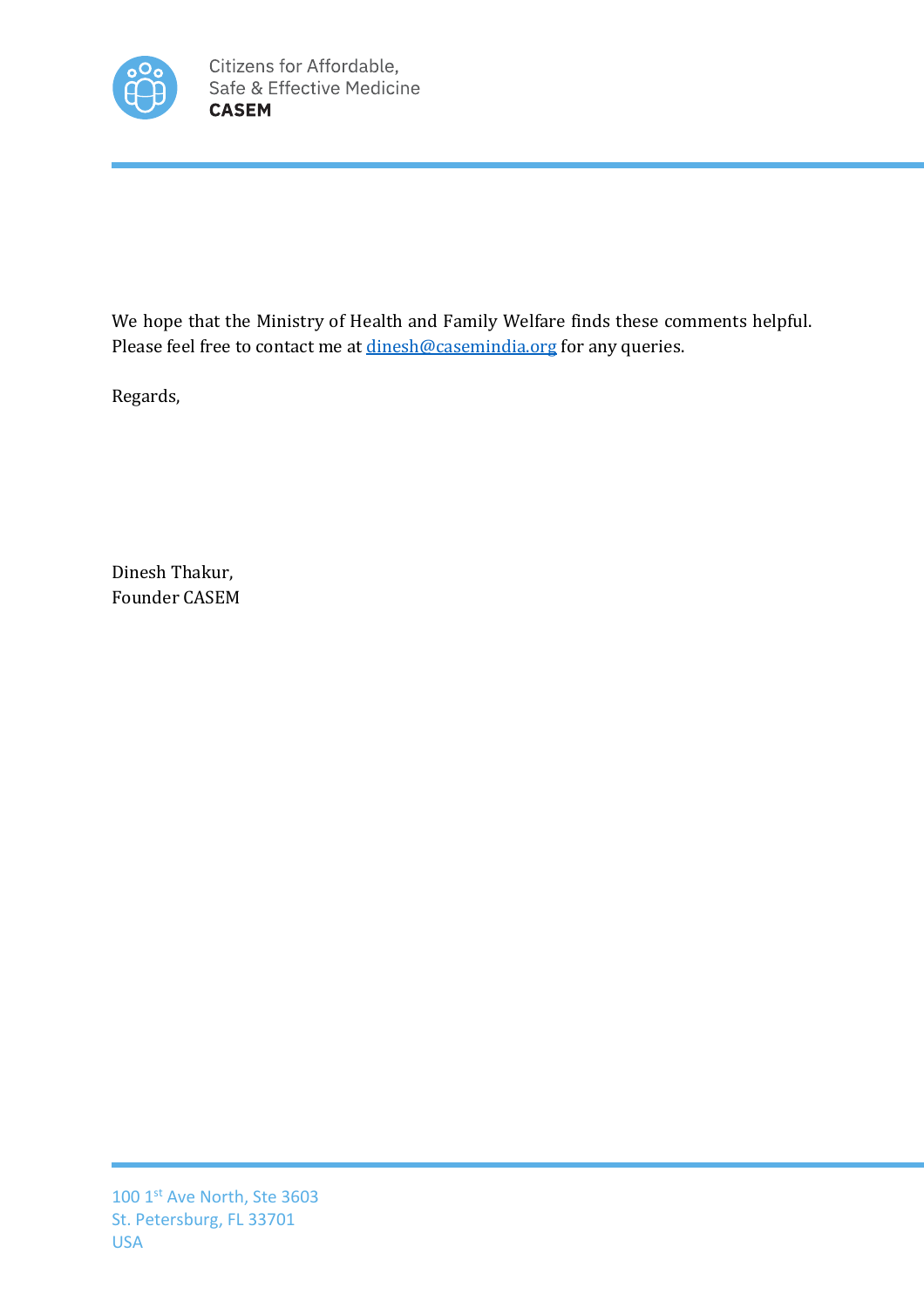We hope that the Ministry of Health and Family Welfare finds these comments helpful. Please feel free to contact me at dinesh@casemindia.org for any queries.

Regards,

Dinesh Thakur,
Founder CASEM